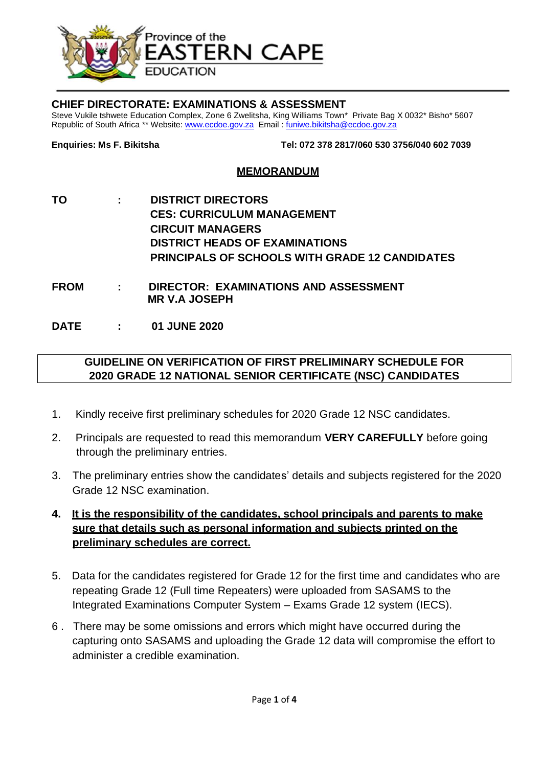Province of the
**EASTERN CAPE**
EDUCATION

**CHIEF DIRECTORATE: EXAMINATIONS & ASSESSMENT**
Steve Vukile tshwete Education Complex, Zone 6 Zwelitsha, King Williams Town* Private Bag X 0032* Bisho* 5607
Republic of South Africa ** Website: www.ecdoe.gov.za Email : funiwe.bikitsha@ecdoe.gov.za

**Enquiries: Ms F. Bikitsha** **Tel: 072 378 2817/060 530 3756/040 602 7039**

## MEMORANDUM

**TO** : **DISTRICT DIRECTORS**
**CES: CURRICULUM MANAGEMENT**
**CIRCUIT MANAGERS**
**DISTRICT HEADS OF EXAMINATIONS**
**PRINCIPALS OF SCHOOLS WITH GRADE 12 CANDIDATES**

**FROM** : **DIRECTOR: EXAMINATIONS AND ASSESSMENT**
**MR V.A JOSEPH**

**DATE** : **01 JUNE 2020**

**GUIDELINE ON VERIFICATION OF FIRST PRELIMINARY SCHEDULE FOR 2020 GRADE 12 NATIONAL SENIOR CERTIFICATE (NSC) CANDIDATES**

1. Kindly receive first preliminary schedules for 2020 Grade 12 NSC candidates.
2. Principals are requested to read this memorandum **VERY CAREFULLY** before going through the preliminary entries.
3. The preliminary entries show the candidates' details and subjects registered for the 2020 Grade 12 NSC examination.
4. **It is the responsibility of the candidates, school principals and parents to make sure that details such as personal information and subjects printed on the preliminary schedules are correct.**
5. Data for the candidates registered for Grade 12 for the first time and candidates who are repeating Grade 12 (Full time Repeaters) were uploaded from SASAMS to the Integrated Examinations Computer System – Exams Grade 12 system (IECS).
6. There may be some omissions and errors which might have occurred during the capturing onto SASAMS and uploading the Grade 12 data will compromise the effort to administer a credible examination.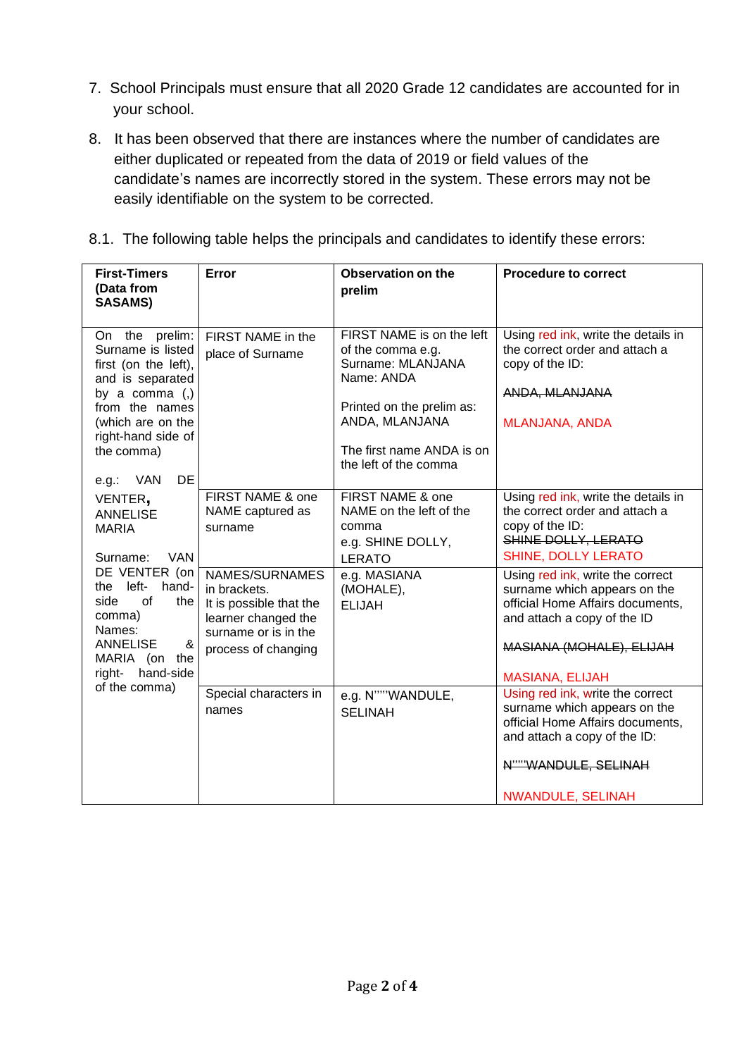7. School Principals must ensure that all 2020 Grade 12 candidates are accounted for in your school.

8. It has been observed that there are instances where the number of candidates are either duplicated or repeated from the data of 2019 or field values of the candidate's names are incorrectly stored in the system. These errors may not be easily identifiable on the system to be corrected.

8.1. The following table helps the principals and candidates to identify these errors:

| **First-Timers (Data from SASAMS)** | **Error** | **Observation on the prelim** | **Procedure to correct** |
|---|---|---|---|
| On the prelim: Surname is listed first (on the left), and is separated by a comma (,) from the names (which are on the right-hand side of the comma)<br><br>e.g.: VAN DE VENTER, ANNELISE MARIA<br><br>Surname: VAN DE VENTER (on the left- hand-side of the comma)<br>Names: ANNELISE & MARIA (on the right- hand-side of the comma) | FIRST NAME in the place of Surname | FIRST NAME is on the left of the comma e.g.<br>Surname: MLANJANA<br>Name: ANDA<br><br>Printed on the prelim as: ANDA, MLANJANA<br><br>The first name ANDA is on the left of the comma | Using red ink, write the details in the correct order and attach a copy of the ID:<br><br>~~ANDA, MLANJANA~~<br><br>MLANJANA, ANDA |
| | FIRST NAME & one NAME captured as surname | FIRST NAME & one NAME on the left of the comma<br>e.g. SHINE DOLLY, LERATO | Using red ink, write the details in the correct order and attach a copy of the ID:<br>~~SHINE DOLLY, LERATO~~<br>SHINE, DOLLY LERATO |
| | NAMES/SURNAMES in brackets.<br>It is possible that the learner changed the surname or is in the process of changing | e.g. MASIANA (MOHALE), ELIJAH | Using red ink, write the correct surname which appears on the official Home Affairs documents, and attach a copy of the ID<br><br>~~MASIANA (MOHALE), ELIJAH~~<br><br>MASIANA, ELIJAH |
| | Special characters in names | e.g. N'''''WANDULE, SELINAH | Using red ink, write the correct surname which appears on the official Home Affairs documents, and attach a copy of the ID:<br><br>~~N'''''WANDULE, SELINAH~~<br><br>NWANDULE, SELINAH |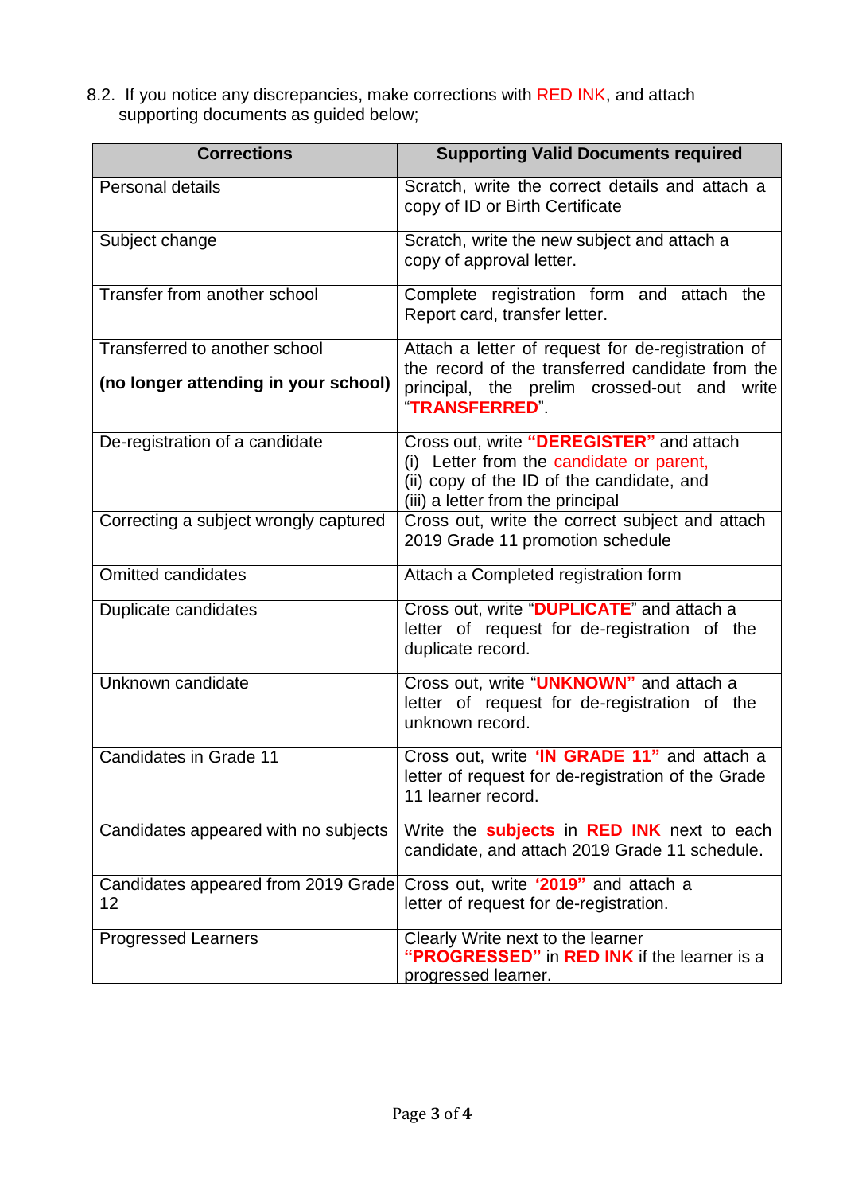8.2. If you notice any discrepancies, make corrections with RED INK, and attach supporting documents as guided below;

| Corrections | Supporting Valid Documents required |
|---|---|
| Personal details | Scratch, write the correct details and attach a copy of ID or Birth Certificate |
| Subject change | Scratch, write the new subject and attach a copy of approval letter. |
| Transfer from another school | Complete registration form and attach the Report card, transfer letter. |
| Transferred to another school<br>**(no longer attending in your school)** | Attach a letter of request for de-registration of the record of the transferred candidate from the principal, the prelim crossed-out and write "**TRANSFERRED**". |
| De-registration of a candidate | Cross out, write **"DEREGISTER"** and attach<br>(i) Letter from the candidate or parent,<br>(ii) copy of the ID of the candidate, and<br>(iii) a letter from the principal |
| Correcting a subject wrongly captured | Cross out, write the correct subject and attach 2019 Grade 11 promotion schedule |
| Omitted candidates | Attach a Completed registration form |
| Duplicate candidates | Cross out, write "**DUPLICATE**" and attach a letter of request for de-registration of the duplicate record. |
| Unknown candidate | Cross out, write "**UNKNOWN"** and attach a letter of request for de-registration of the unknown record. |
| Candidates in Grade 11 | Cross out, write **'IN GRADE 11"** and attach a letter of request for de-registration of the Grade 11 learner record. |
| Candidates appeared with no subjects | Write the **subjects** in **RED INK** next to each candidate, and attach 2019 Grade 11 schedule. |
| Candidates appeared from 2019 Grade 12 | Cross out, write **'2019"** and attach a letter of request for de-registration. |
| Progressed Learners | Clearly Write next to the learner **"PROGRESSED"** in **RED INK** if the learner is a progressed learner. |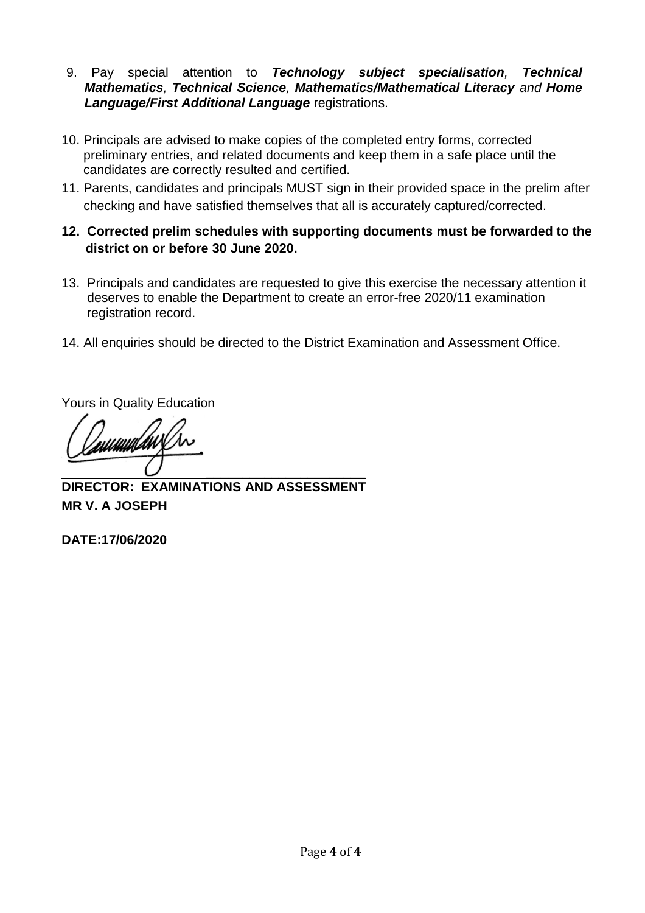9. Pay special attention to ***Technology subject specialisation***, ***Technical Mathematics***, ***Technical Science***, ***Mathematics/Mathematical Literacy*** *and* ***Home Language/First Additional Language*** registrations.

10. Principals are advised to make copies of the completed entry forms, corrected preliminary entries, and related documents and keep them in a safe place until the candidates are correctly resulted and certified.

11. Parents, candidates and principals MUST sign in their provided space in the prelim after checking and have satisfied themselves that all is accurately captured/corrected.

12. **Corrected prelim schedules with supporting documents must be forwarded to the district on or before 30 June 2020.**

13. Principals and candidates are requested to give this exercise the necessary attention it deserves to enable the Department to create an error-free 2020/11 examination registration record.

14. All enquiries should be directed to the District Examination and Assessment Office.

Yours in Quality Education

**DIRECTOR: EXAMINATIONS AND ASSESSMENT**
**MR V. A JOSEPH**

**DATE:17/06/2020**